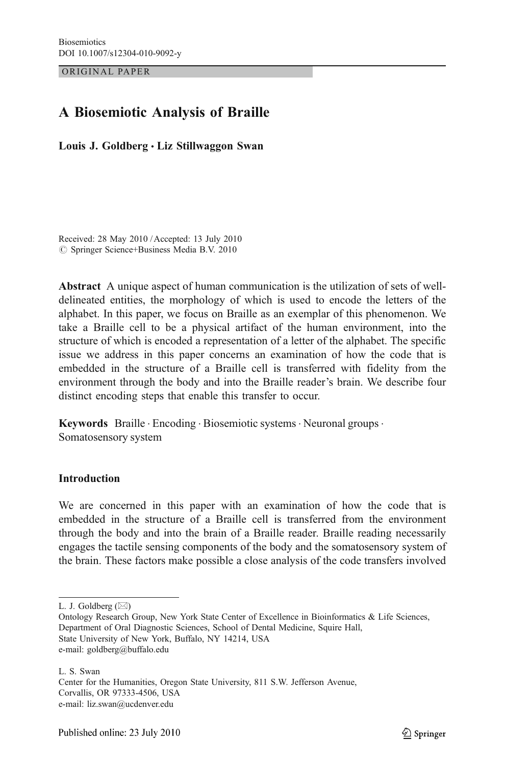Biosemiotics
DOI 10.1007/s12304-010-9092-y

ORIGINAL PAPER

# A Biosemiotic Analysis of Braille

**Louis J. Goldberg · Liz Stillwaggon Swan**

Received: 28 May 2010 / Accepted: 13 July 2010
© Springer Science+Business Media B.V. 2010

**Abstract** A unique aspect of human communication is the utilization of sets of well-delineated entities, the morphology of which is used to encode the letters of the alphabet. In this paper, we focus on Braille as an exemplar of this phenomenon. We take a Braille cell to be a physical artifact of the human environment, into the structure of which is encoded a representation of a letter of the alphabet. The specific issue we address in this paper concerns an examination of how the code that is embedded in the structure of a Braille cell is transferred with fidelity from the environment through the body and into the Braille reader's brain. We describe four distinct encoding steps that enable this transfer to occur.

**Keywords** Braille · Encoding · Biosemiotic systems · Neuronal groups · Somatosensory system

## Introduction

We are concerned in this paper with an examination of how the code that is embedded in the structure of a Braille cell is transferred from the environment through the body and into the brain of a Braille reader. Braille reading necessarily engages the tactile sensing components of the body and the somatosensory system of the brain. These factors make possible a close analysis of the code transfers involved

---

L. J. Goldberg (✉)
Ontology Research Group, New York State Center of Excellence in Bioinformatics & Life Sciences, Department of Oral Diagnostic Sciences, School of Dental Medicine, Squire Hall, State University of New York, Buffalo, NY 14214, USA
e-mail: goldberg@buffalo.edu

L. S. Swan
Center for the Humanities, Oregon State University, 811 S.W. Jefferson Avenue, Corvallis, OR 97333-4506, USA
e-mail: liz.swan@ucdenver.edu

Published online: 23 July 2010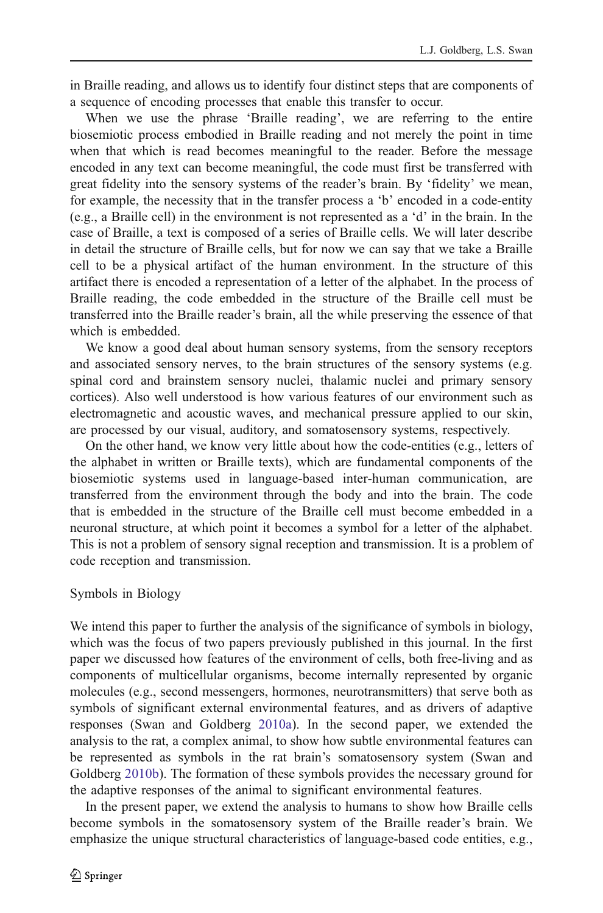in Braille reading, and allows us to identify four distinct steps that are components of a sequence of encoding processes that enable this transfer to occur.

When we use the phrase 'Braille reading', we are referring to the entire biosemiotic process embodied in Braille reading and not merely the point in time when that which is read becomes meaningful to the reader. Before the message encoded in any text can become meaningful, the code must first be transferred with great fidelity into the sensory systems of the reader's brain. By 'fidelity' we mean, for example, the necessity that in the transfer process a 'b' encoded in a code-entity (e.g., a Braille cell) in the environment is not represented as a 'd' in the brain. In the case of Braille, a text is composed of a series of Braille cells. We will later describe in detail the structure of Braille cells, but for now we can say that we take a Braille cell to be a physical artifact of the human environment. In the structure of this artifact there is encoded a representation of a letter of the alphabet. In the process of Braille reading, the code embedded in the structure of the Braille cell must be transferred into the Braille reader's brain, all the while preserving the essence of that which is embedded.

We know a good deal about human sensory systems, from the sensory receptors and associated sensory nerves, to the brain structures of the sensory systems (e.g. spinal cord and brainstem sensory nuclei, thalamic nuclei and primary sensory cortices). Also well understood is how various features of our environment such as electromagnetic and acoustic waves, and mechanical pressure applied to our skin, are processed by our visual, auditory, and somatosensory systems, respectively.

On the other hand, we know very little about how the code-entities (e.g., letters of the alphabet in written or Braille texts), which are fundamental components of the biosemiotic systems used in language-based inter-human communication, are transferred from the environment through the body and into the brain. The code that is embedded in the structure of the Braille cell must become embedded in a neuronal structure, at which point it becomes a symbol for a letter of the alphabet. This is not a problem of sensory signal reception and transmission. It is a problem of code reception and transmission.

## Symbols in Biology

We intend this paper to further the analysis of the significance of symbols in biology, which was the focus of two papers previously published in this journal. In the first paper we discussed how features of the environment of cells, both free-living and as components of multicellular organisms, become internally represented by organic molecules (e.g., second messengers, hormones, neurotransmitters) that serve both as symbols of significant external environmental features, and as drivers of adaptive responses (Swan and Goldberg 2010a). In the second paper, we extended the analysis to the rat, a complex animal, to show how subtle environmental features can be represented as symbols in the rat brain's somatosensory system (Swan and Goldberg 2010b). The formation of these symbols provides the necessary ground for the adaptive responses of the animal to significant environmental features.

In the present paper, we extend the analysis to humans to show how Braille cells become symbols in the somatosensory system of the Braille reader's brain. We emphasize the unique structural characteristics of language-based code entities, e.g.,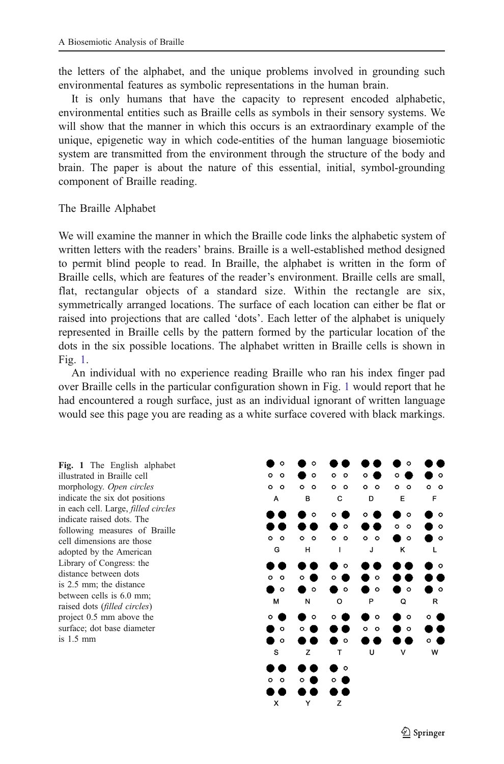the letters of the alphabet, and the unique problems involved in grounding such environmental features as symbolic representations in the human brain.

It is only humans that have the capacity to represent encoded alphabetic, environmental entities such as Braille cells as symbols in their sensory systems. We will show that the manner in which this occurs is an extraordinary example of the unique, epigenetic way in which code-entities of the human language biosemiotic system are transmitted from the environment through the structure of the body and brain. The paper is about the nature of this essential, initial, symbol-grounding component of Braille reading.

## The Braille Alphabet

We will examine the manner in which the Braille code links the alphabetic system of written letters with the readers' brains. Braille is a well-established method designed to permit blind people to read. In Braille, the alphabet is written in the form of Braille cells, which are features of the reader's environment. Braille cells are small, flat, rectangular objects of a standard size. Within the rectangle are six, symmetrically arranged locations. The surface of each location can either be flat or raised into projections that are called 'dots'. Each letter of the alphabet is uniquely represented in Braille cells by the pattern formed by the particular location of the dots in the six possible locations. The alphabet written in Braille cells is shown in Fig. 1.

An individual with no experience reading Braille who ran his index finger pad over Braille cells in the particular configuration shown in Fig. 1 would report that he had encountered a rough surface, just as an individual ignorant of written language would see this page you are reading as a white surface covered with black markings.

A B C D E F
G H I J K L
M N O P Q R
S Z T U V W
X Y Z

**Fig. 1** The English alphabet illustrated in Braille cell morphology. *Open circles* indicate the six dot positions in each cell. Large, *filled circles* indicate raised dots. The following measures of Braille cell dimensions are those adopted by the American Library of Congress: the distance between dots is 2.5 mm; the distance between cells is 6.0 mm; raised dots (*filled circles*) project 0.5 mm above the surface; dot base diameter is 1.5 mm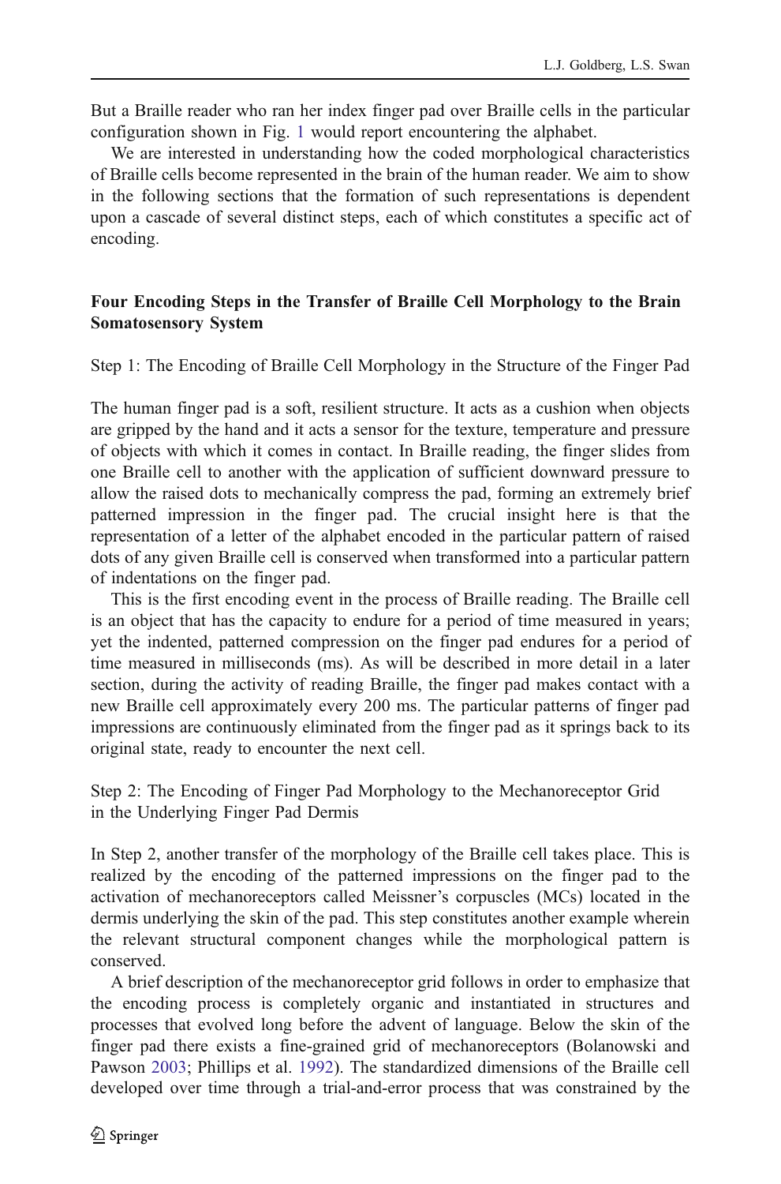But a Braille reader who ran her index finger pad over Braille cells in the particular configuration shown in Fig. 1 would report encountering the alphabet.

We are interested in understanding how the coded morphological characteristics of Braille cells become represented in the brain of the human reader. We aim to show in the following sections that the formation of such representations is dependent upon a cascade of several distinct steps, each of which constitutes a specific act of encoding.

## Four Encoding Steps in the Transfer of Braille Cell Morphology to the Brain Somatosensory System

### Step 1: The Encoding of Braille Cell Morphology in the Structure of the Finger Pad

The human finger pad is a soft, resilient structure. It acts as a cushion when objects are gripped by the hand and it acts a sensor for the texture, temperature and pressure of objects with which it comes in contact. In Braille reading, the finger slides from one Braille cell to another with the application of sufficient downward pressure to allow the raised dots to mechanically compress the pad, forming an extremely brief patterned impression in the finger pad. The crucial insight here is that the representation of a letter of the alphabet encoded in the particular pattern of raised dots of any given Braille cell is conserved when transformed into a particular pattern of indentations on the finger pad.

This is the first encoding event in the process of Braille reading. The Braille cell is an object that has the capacity to endure for a period of time measured in years; yet the indented, patterned compression on the finger pad endures for a period of time measured in milliseconds (ms). As will be described in more detail in a later section, during the activity of reading Braille, the finger pad makes contact with a new Braille cell approximately every 200 ms. The particular patterns of finger pad impressions are continuously eliminated from the finger pad as it springs back to its original state, ready to encounter the next cell.

### Step 2: The Encoding of Finger Pad Morphology to the Mechanoreceptor Grid in the Underlying Finger Pad Dermis

In Step 2, another transfer of the morphology of the Braille cell takes place. This is realized by the encoding of the patterned impressions on the finger pad to the activation of mechanoreceptors called Meissner's corpuscles (MCs) located in the dermis underlying the skin of the pad. This step constitutes another example wherein the relevant structural component changes while the morphological pattern is conserved.

A brief description of the mechanoreceptor grid follows in order to emphasize that the encoding process is completely organic and instantiated in structures and processes that evolved long before the advent of language. Below the skin of the finger pad there exists a fine-grained grid of mechanoreceptors (Bolanowski and Pawson 2003; Phillips et al. 1992). The standardized dimensions of the Braille cell developed over time through a trial-and-error process that was constrained by the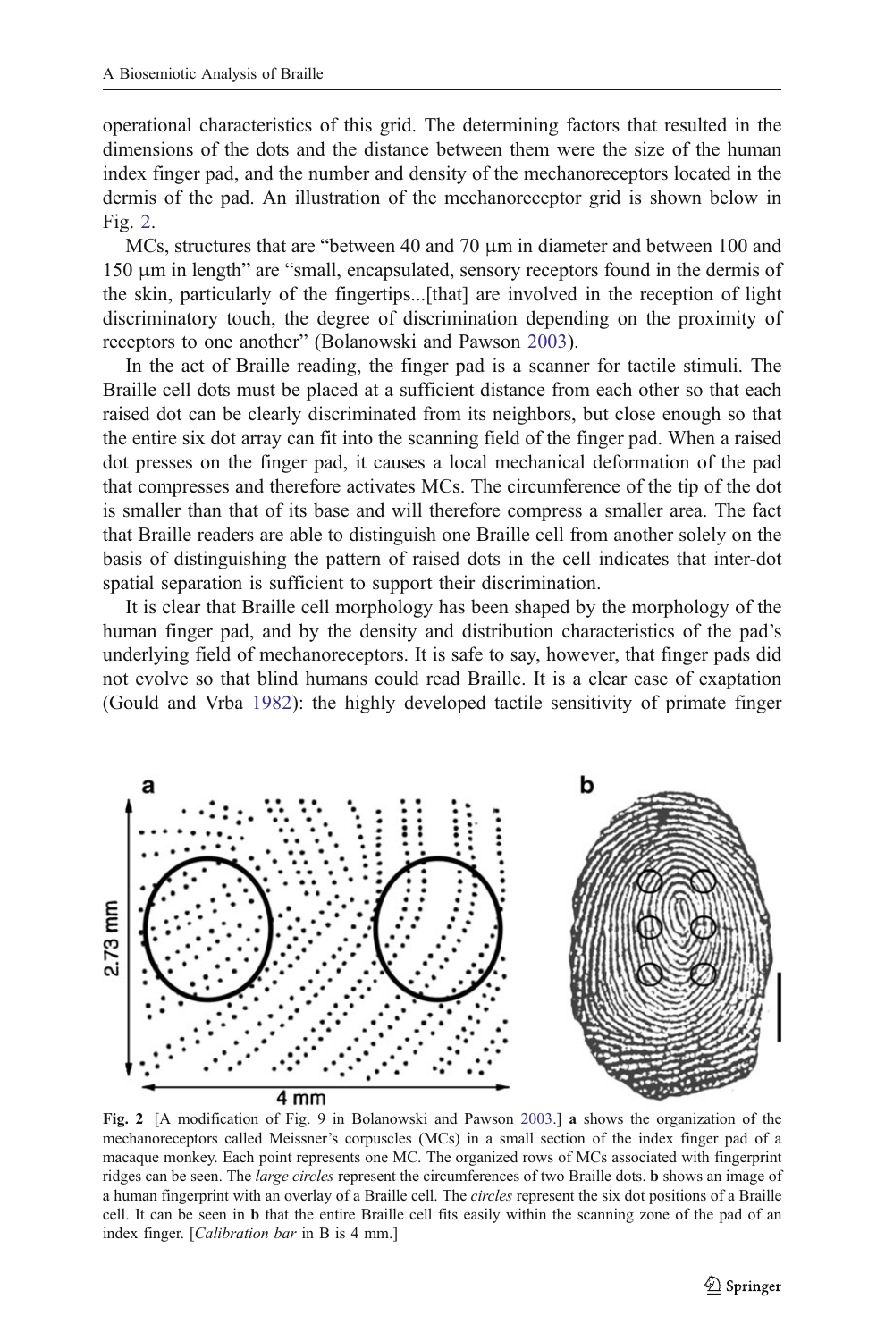operational characteristics of this grid. The determining factors that resulted in the dimensions of the dots and the distance between them were the size of the human index finger pad, and the number and density of the mechanoreceptors located in the dermis of the pad. An illustration of the mechanoreceptor grid is shown below in Fig. 2.

MCs, structures that are "between 40 and 70 μm in diameter and between 100 and 150 μm in length" are "small, encapsulated, sensory receptors found in the dermis of the skin, particularly of the fingertips...[that] are involved in the reception of light discriminatory touch, the degree of discrimination depending on the proximity of receptors to one another" (Bolanowski and Pawson 2003).

In the act of Braille reading, the finger pad is a scanner for tactile stimuli. The Braille cell dots must be placed at a sufficient distance from each other so that each raised dot can be clearly discriminated from its neighbors, but close enough so that the entire six dot array can fit into the scanning field of the finger pad. When a raised dot presses on the finger pad, it causes a local mechanical deformation of the pad that compresses and therefore activates MCs. The circumference of the tip of the dot is smaller than that of its base and will therefore compress a smaller area. The fact that Braille readers are able to distinguish one Braille cell from another solely on the basis of distinguishing the pattern of raised dots in the cell indicates that inter-dot spatial separation is sufficient to support their discrimination.

It is clear that Braille cell morphology has been shaped by the morphology of the human finger pad, and by the density and distribution characteristics of the pad's underlying field of mechanoreceptors. It is safe to say, however, that finger pads did not evolve so that blind humans could read Braille. It is a clear case of exaptation (Gould and Vrba 1982): the highly developed tactile sensitivity of primate finger

**Fig. 2** [A modification of Fig. 9 in Bolanowski and Pawson 2003.] **a** shows the organization of the mechanoreceptors called Meissner's corpuscles (MCs) in a small section of the index finger pad of a macaque monkey. Each point represents one MC. The organized rows of MCs associated with fingerprint ridges can be seen. The *large circles* represent the circumferences of two Braille dots. **b** shows an image of a human fingerprint with an overlay of a Braille cell. The *circles* represent the six dot positions of a Braille cell. It can be seen in **b** that the entire Braille cell fits easily within the scanning zone of the pad of an index finger. [*Calibration bar* in B is 4 mm.]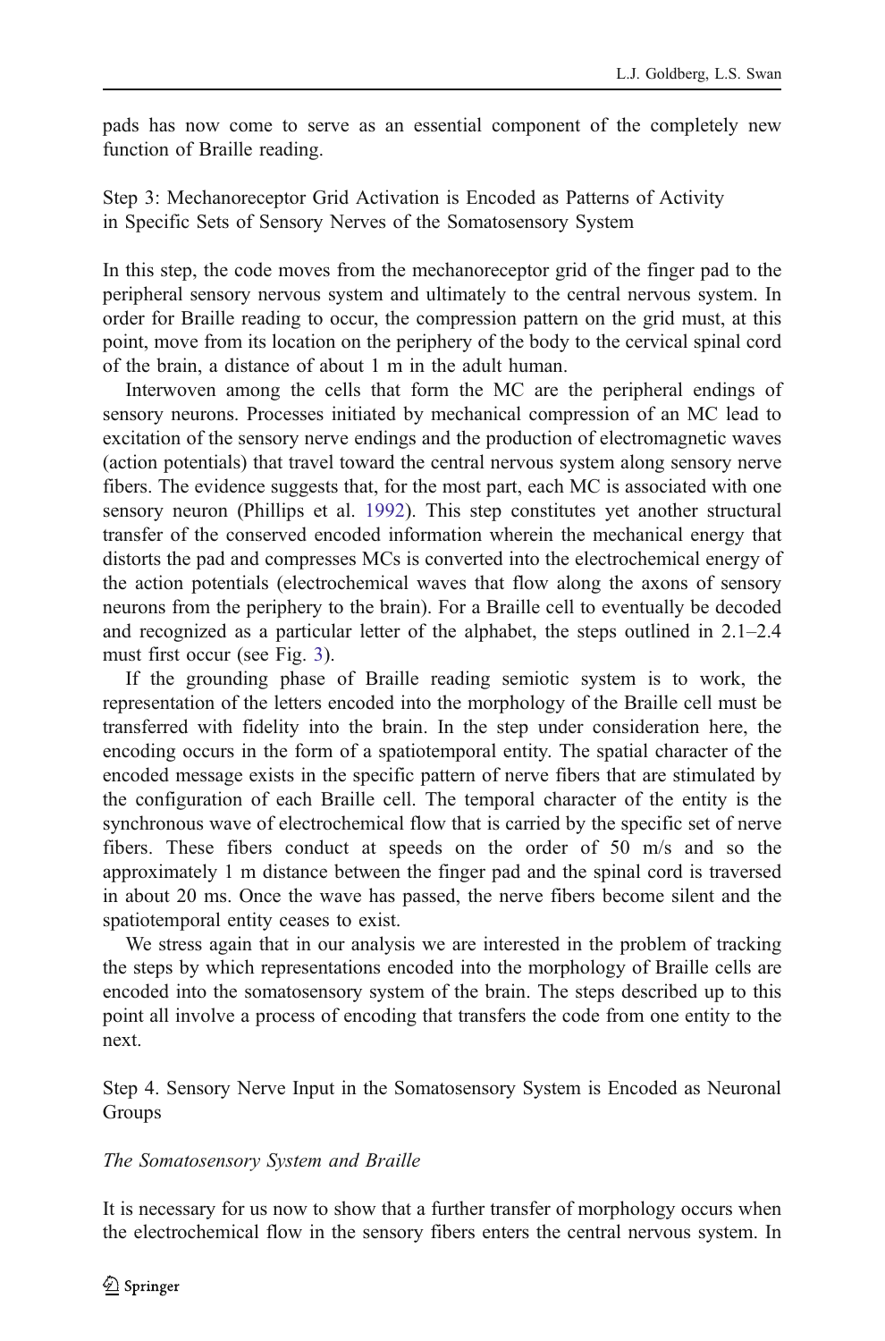pads has now come to serve as an essential component of the completely new function of Braille reading.

Step 3: Mechanoreceptor Grid Activation is Encoded as Patterns of Activity in Specific Sets of Sensory Nerves of the Somatosensory System

In this step, the code moves from the mechanoreceptor grid of the finger pad to the peripheral sensory nervous system and ultimately to the central nervous system. In order for Braille reading to occur, the compression pattern on the grid must, at this point, move from its location on the periphery of the body to the cervical spinal cord of the brain, a distance of about 1 m in the adult human.

Interwoven among the cells that form the MC are the peripheral endings of sensory neurons. Processes initiated by mechanical compression of an MC lead to excitation of the sensory nerve endings and the production of electromagnetic waves (action potentials) that travel toward the central nervous system along sensory nerve fibers. The evidence suggests that, for the most part, each MC is associated with one sensory neuron (Phillips et al. 1992). This step constitutes yet another structural transfer of the conserved encoded information wherein the mechanical energy that distorts the pad and compresses MCs is converted into the electrochemical energy of the action potentials (electrochemical waves that flow along the axons of sensory neurons from the periphery to the brain). For a Braille cell to eventually be decoded and recognized as a particular letter of the alphabet, the steps outlined in 2.1–2.4 must first occur (see Fig. 3).

If the grounding phase of Braille reading semiotic system is to work, the representation of the letters encoded into the morphology of the Braille cell must be transferred with fidelity into the brain. In the step under consideration here, the encoding occurs in the form of a spatiotemporal entity. The spatial character of the encoded message exists in the specific pattern of nerve fibers that are stimulated by the configuration of each Braille cell. The temporal character of the entity is the synchronous wave of electrochemical flow that is carried by the specific set of nerve fibers. These fibers conduct at speeds on the order of 50 m/s and so the approximately 1 m distance between the finger pad and the spinal cord is traversed in about 20 ms. Once the wave has passed, the nerve fibers become silent and the spatiotemporal entity ceases to exist.

We stress again that in our analysis we are interested in the problem of tracking the steps by which representations encoded into the morphology of Braille cells are encoded into the somatosensory system of the brain. The steps described up to this point all involve a process of encoding that transfers the code from one entity to the next.

Step 4. Sensory Nerve Input in the Somatosensory System is Encoded as Neuronal Groups

*The Somatosensory System and Braille*

It is necessary for us now to show that a further transfer of morphology occurs when the electrochemical flow in the sensory fibers enters the central nervous system. In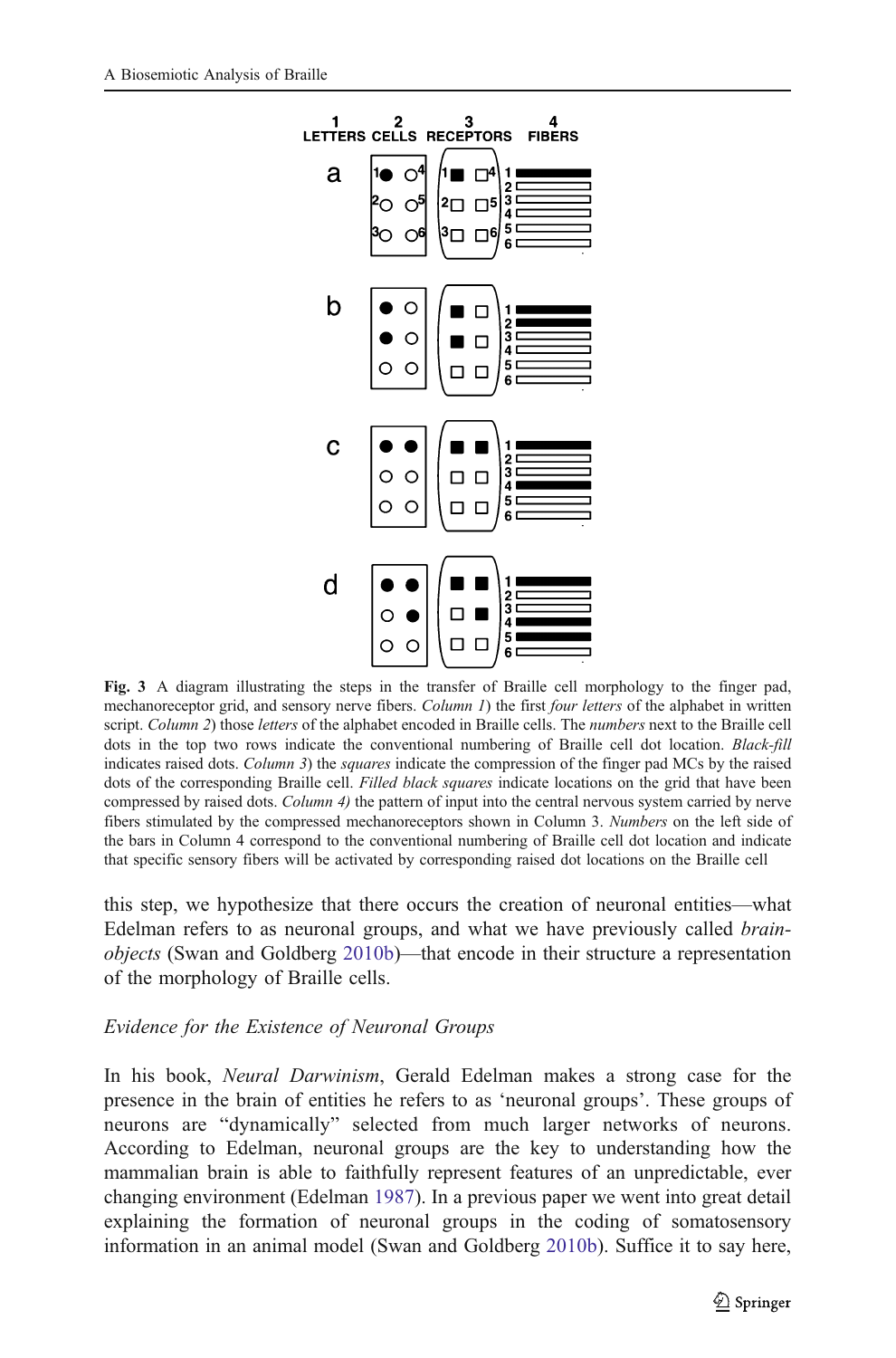**Fig. 3** A diagram illustrating the steps in the transfer of Braille cell morphology to the finger pad, mechanoreceptor grid, and sensory nerve fibers. *Column 1*) the first *four letters* of the alphabet in written script. *Column 2*) those *letters* of the alphabet encoded in Braille cells. The *numbers* next to the Braille cell dots in the top two rows indicate the conventional numbering of Braille cell dot location. *Black-fill* indicates raised dots. *Column 3*) the *squares* indicate the compression of the finger pad MCs by the raised dots of the corresponding Braille cell. *Filled black squares* indicate locations on the grid that have been compressed by raised dots. *Column 4)* the pattern of input into the central nervous system carried by nerve fibers stimulated by the compressed mechanoreceptors shown in Column 3. *Numbers* on the left side of the bars in Column 4 correspond to the conventional numbering of Braille cell dot location and indicate that specific sensory fibers will be activated by corresponding raised dot locations on the Braille cell

this step, we hypothesize that there occurs the creation of neuronal entities—what Edelman refers to as neuronal groups, and what we have previously called *brain-objects* (Swan and Goldberg 2010b)—that encode in their structure a representation of the morphology of Braille cells.

### *Evidence for the Existence of Neuronal Groups*

In his book, *Neural Darwinism*, Gerald Edelman makes a strong case for the presence in the brain of entities he refers to as 'neuronal groups'. These groups of neurons are "dynamically" selected from much larger networks of neurons. According to Edelman, neuronal groups are the key to understanding how the mammalian brain is able to faithfully represent features of an unpredictable, ever changing environment (Edelman 1987). In a previous paper we went into great detail explaining the formation of neuronal groups in the coding of somatosensory information in an animal model (Swan and Goldberg 2010b). Suffice it to say here,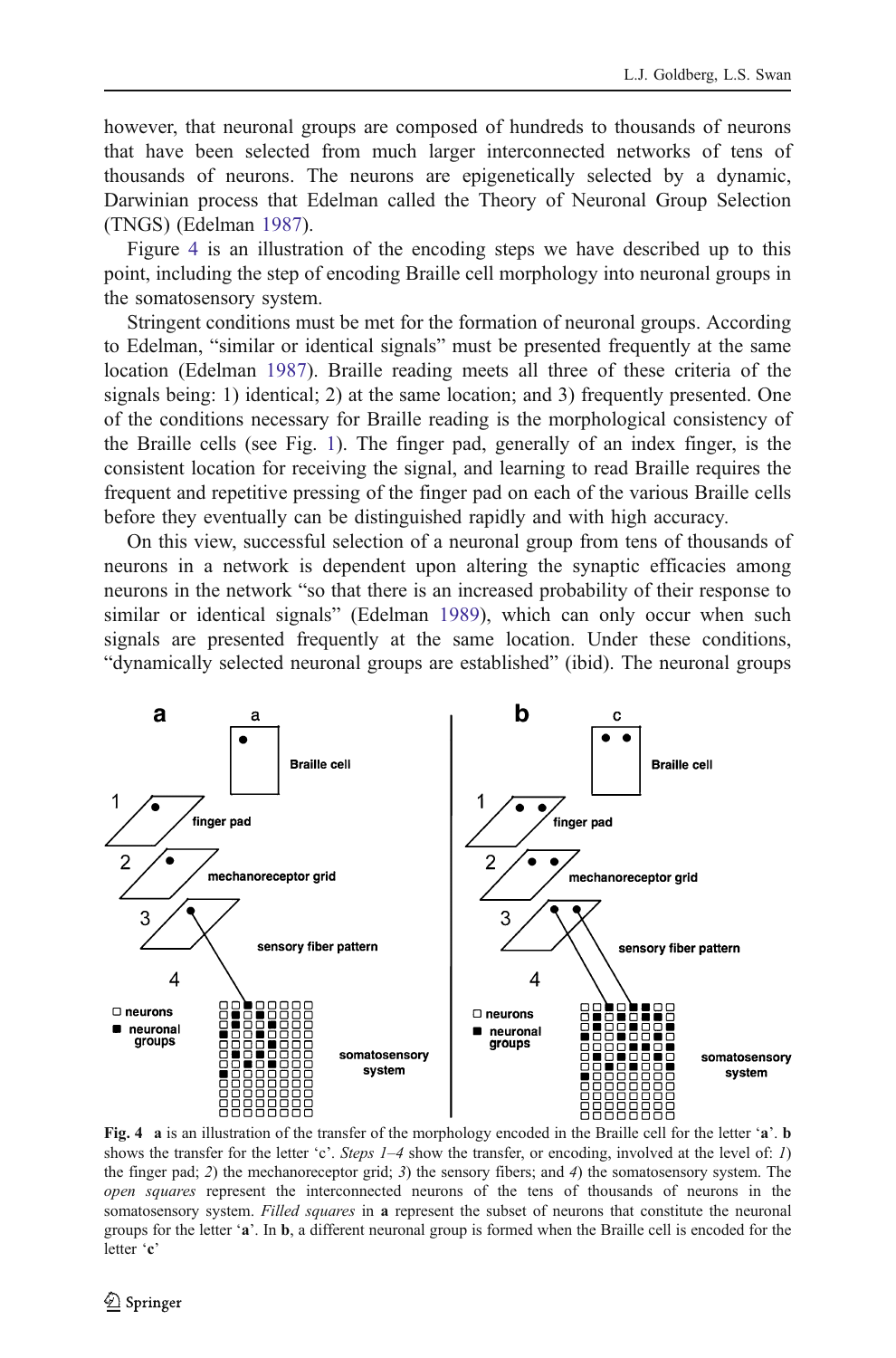however, that neuronal groups are composed of hundreds to thousands of neurons that have been selected from much larger interconnected networks of tens of thousands of neurons. The neurons are epigenetically selected by a dynamic, Darwinian process that Edelman called the Theory of Neuronal Group Selection (TNGS) (Edelman 1987).

Figure 4 is an illustration of the encoding steps we have described up to this point, including the step of encoding Braille cell morphology into neuronal groups in the somatosensory system.

Stringent conditions must be met for the formation of neuronal groups. According to Edelman, "similar or identical signals" must be presented frequently at the same location (Edelman 1987). Braille reading meets all three of these criteria of the signals being: 1) identical; 2) at the same location; and 3) frequently presented. One of the conditions necessary for Braille reading is the morphological consistency of the Braille cells (see Fig. 1). The finger pad, generally of an index finger, is the consistent location for receiving the signal, and learning to read Braille requires the frequent and repetitive pressing of the finger pad on each of the various Braille cells before they eventually can be distinguished rapidly and with high accuracy.

On this view, successful selection of a neuronal group from tens of thousands of neurons in a network is dependent upon altering the synaptic efficacies among neurons in the network "so that there is an increased probability of their response to similar or identical signals" (Edelman 1989), which can only occur when such signals are presented frequently at the same location. Under these conditions, "dynamically selected neuronal groups are established" (ibid). The neuronal groups

**Fig. 4** **a** is an illustration of the transfer of the morphology encoded in the Braille cell for the letter '**a**'. **b** shows the transfer for the letter 'c'. *Steps 1–4* show the transfer, or encoding, involved at the level of: *1*) the finger pad; *2*) the mechanoreceptor grid; *3*) the sensory fibers; and *4*) the somatosensory system. The *open squares* represent the interconnected neurons of the tens of thousands of neurons in the somatosensory system. *Filled squares* in **a** represent the subset of neurons that constitute the neuronal groups for the letter '**a**'. In **b**, a different neuronal group is formed when the Braille cell is encoded for the letter '**c**'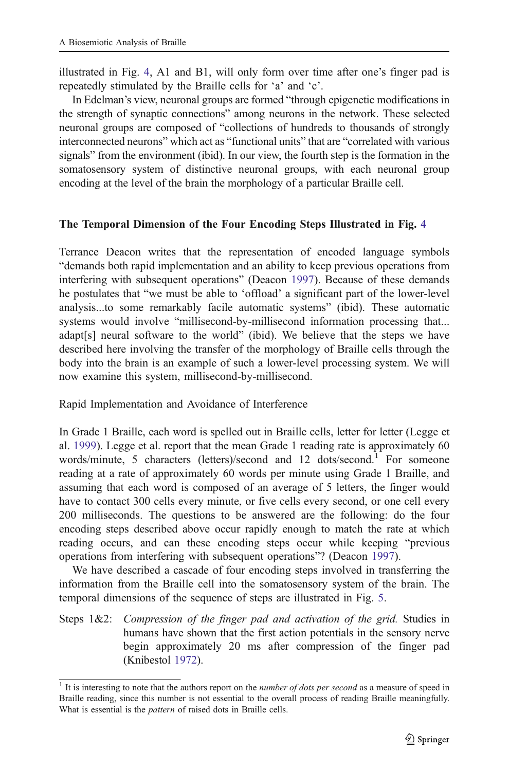illustrated in Fig. 4, A1 and B1, will only form over time after one's finger pad is repeatedly stimulated by the Braille cells for 'a' and 'c'.

In Edelman's view, neuronal groups are formed "through epigenetic modifications in the strength of synaptic connections" among neurons in the network. These selected neuronal groups are composed of "collections of hundreds to thousands of strongly interconnected neurons" which act as "functional units" that are "correlated with various signals" from the environment (ibid). In our view, the fourth step is the formation in the somatosensory system of distinctive neuronal groups, with each neuronal group encoding at the level of the brain the morphology of a particular Braille cell.

## The Temporal Dimension of the Four Encoding Steps Illustrated in Fig. 4

Terrance Deacon writes that the representation of encoded language symbols "demands both rapid implementation and an ability to keep previous operations from interfering with subsequent operations" (Deacon 1997). Because of these demands he postulates that "we must be able to 'offload' a significant part of the lower-level analysis...to some remarkably facile automatic systems" (ibid). These automatic systems would involve "millisecond-by-millisecond information processing that... adapt[s] neural software to the world" (ibid). We believe that the steps we have described here involving the transfer of the morphology of Braille cells through the body into the brain is an example of such a lower-level processing system. We will now examine this system, millisecond-by-millisecond.

### Rapid Implementation and Avoidance of Interference

In Grade 1 Braille, each word is spelled out in Braille cells, letter for letter (Legge et al. 1999). Legge et al. report that the mean Grade 1 reading rate is approximately 60 words/minute, 5 characters (letters)/second and 12 dots/second.[1] For someone reading at a rate of approximately 60 words per minute using Grade 1 Braille, and assuming that each word is composed of an average of 5 letters, the finger would have to contact 300 cells every minute, or five cells every second, or one cell every 200 milliseconds. The questions to be answered are the following: do the four encoding steps described above occur rapidly enough to match the rate at which reading occurs, and can these encoding steps occur while keeping "previous operations from interfering with subsequent operations"? (Deacon 1997).

We have described a cascade of four encoding steps involved in transferring the information from the Braille cell into the somatosensory system of the brain. The temporal dimensions of the sequence of steps are illustrated in Fig. 5.

Steps 1&2: *Compression of the finger pad and activation of the grid.* Studies in humans have shown that the first action potentials in the sensory nerve begin approximately 20 ms after compression of the finger pad (Knibestol 1972).

[1] It is interesting to note that the authors report on the *number of dots per second* as a measure of speed in Braille reading, since this number is not essential to the overall process of reading Braille meaningfully. What is essential is the *pattern* of raised dots in Braille cells.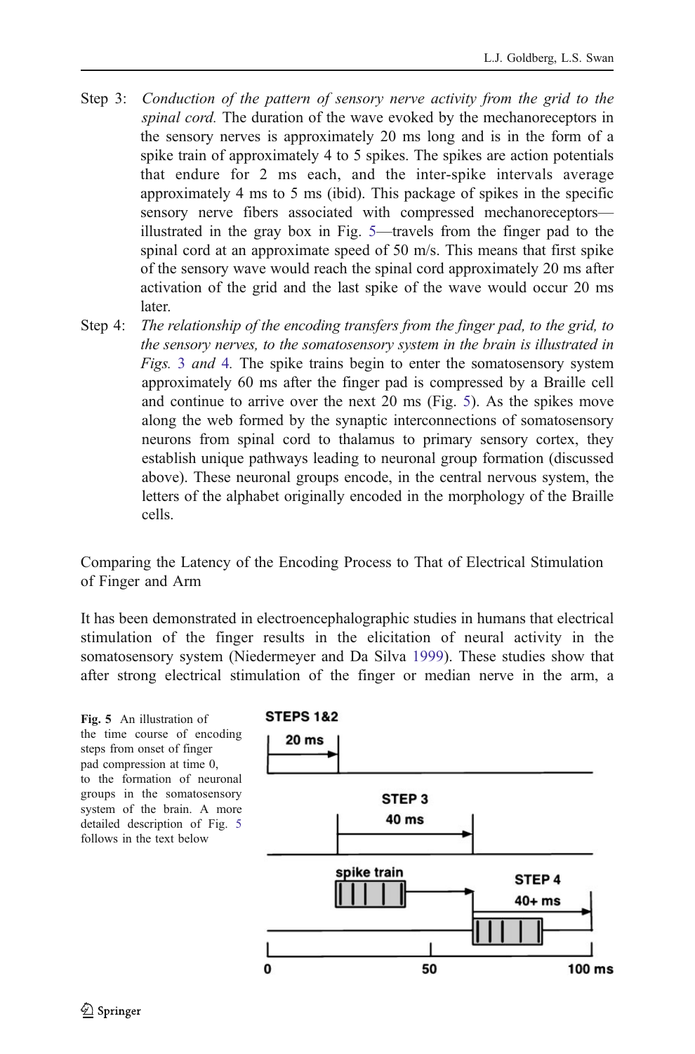Step 3: *Conduction of the pattern of sensory nerve activity from the grid to the spinal cord.* The duration of the wave evoked by the mechanoreceptors in the sensory nerves is approximately 20 ms long and is in the form of a spike train of approximately 4 to 5 spikes. The spikes are action potentials that endure for 2 ms each, and the inter-spike intervals average approximately 4 ms to 5 ms (ibid). This package of spikes in the specific sensory nerve fibers associated with compressed mechanoreceptors—illustrated in the gray box in Fig. 5—travels from the finger pad to the spinal cord at an approximate speed of 50 m/s. This means that first spike of the sensory wave would reach the spinal cord approximately 20 ms after activation of the grid and the last spike of the wave would occur 20 ms later.

Step 4: *The relationship of the encoding transfers from the finger pad, to the grid, to the sensory nerves, to the somatosensory system in the brain is illustrated in Figs. 3 and 4.* The spike trains begin to enter the somatosensory system approximately 60 ms after the finger pad is compressed by a Braille cell and continue to arrive over the next 20 ms (Fig. 5). As the spikes move along the web formed by the synaptic interconnections of somatosensory neurons from spinal cord to thalamus to primary sensory cortex, they establish unique pathways leading to neuronal group formation (discussed above). These neuronal groups encode, in the central nervous system, the letters of the alphabet originally encoded in the morphology of the Braille cells.

## Comparing the Latency of the Encoding Process to That of Electrical Stimulation of Finger and Arm

It has been demonstrated in electroencephalographic studies in humans that electrical stimulation of the finger results in the elicitation of neural activity in the somatosensory system (Niedermeyer and Da Silva 1999). These studies show that after strong electrical stimulation of the finger or median nerve in the arm, a

**Fig. 5** An illustration of the time course of encoding steps from onset of finger pad compression at time 0, to the formation of neuronal groups in the somatosensory system of the brain. A more detailed description of Fig. 5 follows in the text below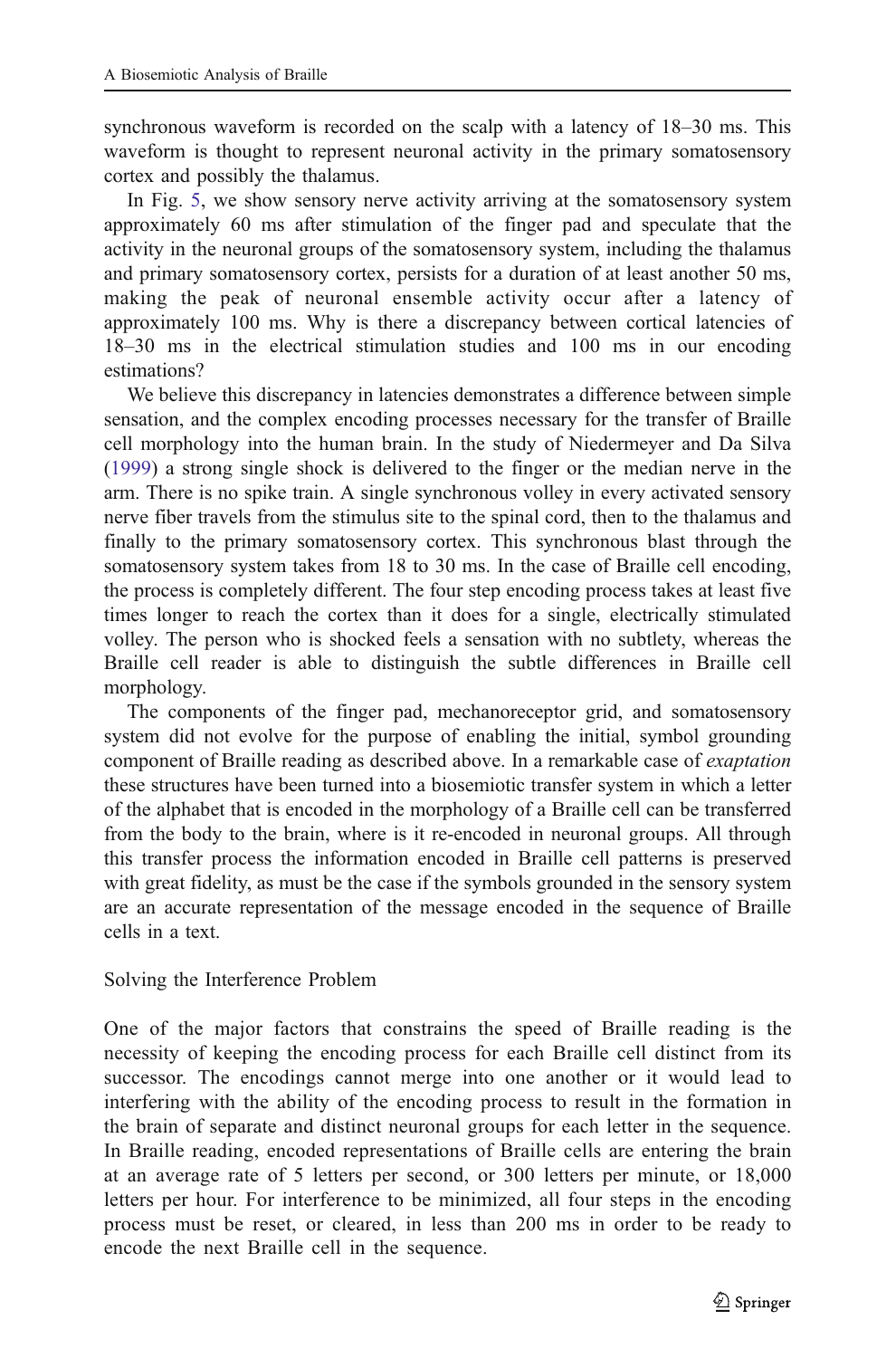synchronous waveform is recorded on the scalp with a latency of 18–30 ms. This waveform is thought to represent neuronal activity in the primary somatosensory cortex and possibly the thalamus.

In Fig. 5, we show sensory nerve activity arriving at the somatosensory system approximately 60 ms after stimulation of the finger pad and speculate that the activity in the neuronal groups of the somatosensory system, including the thalamus and primary somatosensory cortex, persists for a duration of at least another 50 ms, making the peak of neuronal ensemble activity occur after a latency of approximately 100 ms. Why is there a discrepancy between cortical latencies of 18–30 ms in the electrical stimulation studies and 100 ms in our encoding estimations?

We believe this discrepancy in latencies demonstrates a difference between simple sensation, and the complex encoding processes necessary for the transfer of Braille cell morphology into the human brain. In the study of Niedermeyer and Da Silva (1999) a strong single shock is delivered to the finger or the median nerve in the arm. There is no spike train. A single synchronous volley in every activated sensory nerve fiber travels from the stimulus site to the spinal cord, then to the thalamus and finally to the primary somatosensory cortex. This synchronous blast through the somatosensory system takes from 18 to 30 ms. In the case of Braille cell encoding, the process is completely different. The four step encoding process takes at least five times longer to reach the cortex than it does for a single, electrically stimulated volley. The person who is shocked feels a sensation with no subtlety, whereas the Braille cell reader is able to distinguish the subtle differences in Braille cell morphology.

The components of the finger pad, mechanoreceptor grid, and somatosensory system did not evolve for the purpose of enabling the initial, symbol grounding component of Braille reading as described above. In a remarkable case of *exaptation* these structures have been turned into a biosemiotic transfer system in which a letter of the alphabet that is encoded in the morphology of a Braille cell can be transferred from the body to the brain, where is it re-encoded in neuronal groups. All through this transfer process the information encoded in Braille cell patterns is preserved with great fidelity, as must be the case if the symbols grounded in the sensory system are an accurate representation of the message encoded in the sequence of Braille cells in a text.

## Solving the Interference Problem

One of the major factors that constrains the speed of Braille reading is the necessity of keeping the encoding process for each Braille cell distinct from its successor. The encodings cannot merge into one another or it would lead to interfering with the ability of the encoding process to result in the formation in the brain of separate and distinct neuronal groups for each letter in the sequence. In Braille reading, encoded representations of Braille cells are entering the brain at an average rate of 5 letters per second, or 300 letters per minute, or 18,000 letters per hour. For interference to be minimized, all four steps in the encoding process must be reset, or cleared, in less than 200 ms in order to be ready to encode the next Braille cell in the sequence.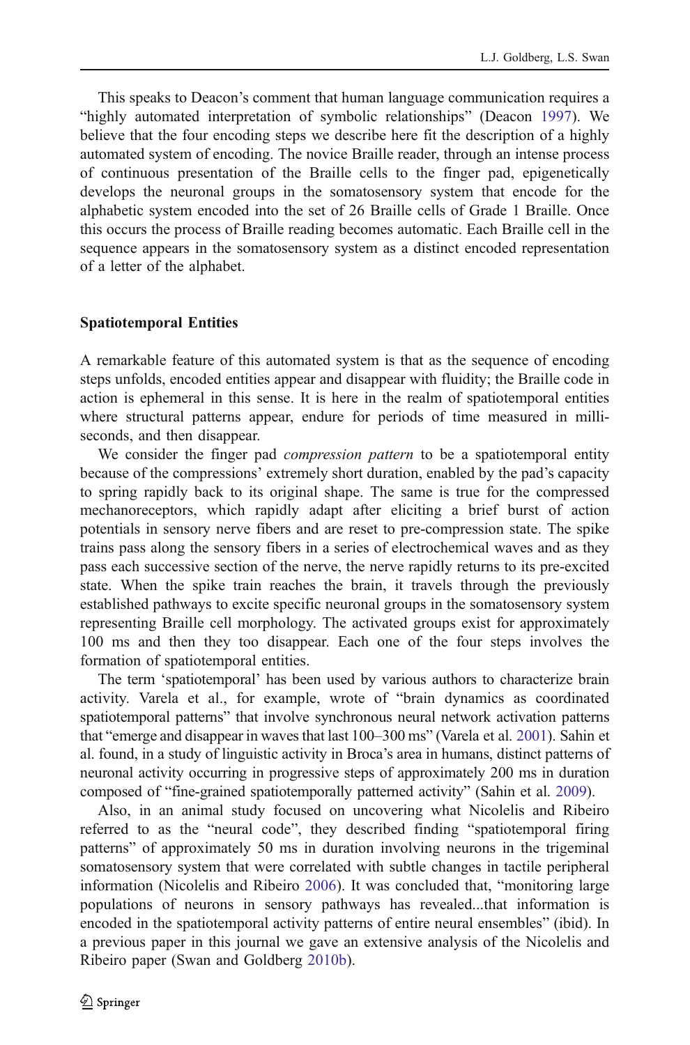This speaks to Deacon's comment that human language communication requires a "highly automated interpretation of symbolic relationships" (Deacon 1997). We believe that the four encoding steps we describe here fit the description of a highly automated system of encoding. The novice Braille reader, through an intense process of continuous presentation of the Braille cells to the finger pad, epigenetically develops the neuronal groups in the somatosensory system that encode for the alphabetic system encoded into the set of 26 Braille cells of Grade 1 Braille. Once this occurs the process of Braille reading becomes automatic. Each Braille cell in the sequence appears in the somatosensory system as a distinct encoded representation of a letter of the alphabet.

## Spatiotemporal Entities

A remarkable feature of this automated system is that as the sequence of encoding steps unfolds, encoded entities appear and disappear with fluidity; the Braille code in action is ephemeral in this sense. It is here in the realm of spatiotemporal entities where structural patterns appear, endure for periods of time measured in milliseconds, and then disappear.

We consider the finger pad *compression pattern* to be a spatiotemporal entity because of the compressions' extremely short duration, enabled by the pad's capacity to spring rapidly back to its original shape. The same is true for the compressed mechanoreceptors, which rapidly adapt after eliciting a brief burst of action potentials in sensory nerve fibers and reset to pre-compression state. The spike trains pass along the sensory fibers in a series of electrochemical waves and as they pass each successive section of the nerve, the nerve rapidly returns to its pre-excited state. When the spike train reaches the brain, it travels through the previously established pathways to excite specific neuronal groups in the somatosensory system representing Braille cell morphology. The activated groups exist for approximately 100 ms and then they too disappear. Each one of the four steps involves the formation of spatiotemporal entities.

The term 'spatiotemporal' has been used by various authors to characterize brain activity. Varela et al., for example, wrote of "brain dynamics as coordinated spatiotemporal patterns" that involve synchronous neural network activation patterns that "emerge and disappear in waves that last 100–300 ms" (Varela et al. 2001). Sahin et al. found, in a study of linguistic activity in Broca's area in humans, distinct patterns of neuronal activity occurring in progressive steps of approximately 200 ms in duration composed of "fine-grained spatiotemporally patterned activity" (Sahin et al. 2009).

Also, in an animal study focused on uncovering what Nicolelis and Ribeiro referred to as the "neural code", they described finding "spatiotemporal firing patterns" of approximately 50 ms in duration involving neurons in the trigeminal somatosensory system that were correlated with subtle changes in tactile peripheral information (Nicolelis and Ribeiro 2006). It was concluded that, "monitoring large populations of neurons in sensory pathways has revealed...that information is encoded in the spatiotemporal activity patterns of entire neural ensembles" (ibid). In a previous paper in this journal we gave an extensive analysis of the Nicolelis and Ribeiro paper (Swan and Goldberg 2010b).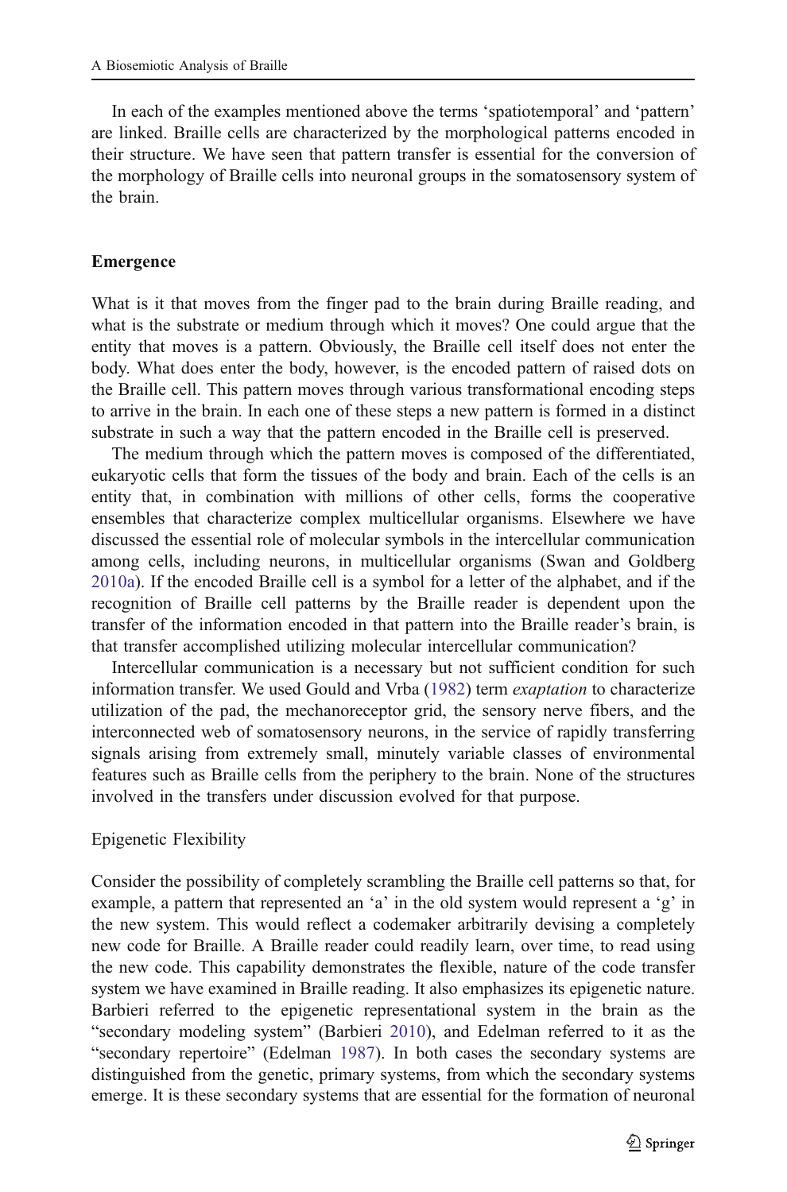In each of the examples mentioned above the terms 'spatiotemporal' and 'pattern' are linked. Braille cells are characterized by the morphological patterns encoded in their structure. We have seen that pattern transfer is essential for the conversion of the morphology of Braille cells into neuronal groups in the somatosensory system of the brain.

## Emergence

What is it that moves from the finger pad to the brain during Braille reading, and what is the substrate or medium through which it moves? One could argue that the entity that moves is a pattern. Obviously, the Braille cell itself does not enter the body. What does enter the body, however, is the encoded pattern of raised dots on the Braille cell. This pattern moves through various transformational encoding steps to arrive in the brain. In each one of these steps a new pattern is formed in a distinct substrate in such a way that the pattern encoded in the Braille cell is preserved.

The medium through which the pattern moves is composed of the differentiated, eukaryotic cells that form the tissues of the body and brain. Each of the cells is an entity that, in combination with millions of other cells, forms the cooperative ensembles that characterize complex multicellular organisms. Elsewhere we have discussed the essential role of molecular symbols in the intercellular communication among cells, including neurons, in multicellular organisms (Swan and Goldberg 2010a). If the encoded Braille cell is a symbol for a letter of the alphabet, and if the recognition of Braille cell patterns by the Braille reader is dependent upon the transfer of the information encoded in that pattern into the Braille reader's brain, is that transfer accomplished utilizing molecular intercellular communication?

Intercellular communication is a necessary but not sufficient condition for such information transfer. We used Gould and Vrba (1982) term *exaptation* to characterize utilization of the pad, the mechanoreceptor grid, the sensory nerve fibers, and the interconnected web of somatosensory neurons, in the service of rapidly transferring signals arising from extremely small, minutely variable classes of environmental features such as Braille cells from the periphery to the brain. None of the structures involved in the transfers under discussion evolved for that purpose.

### Epigenetic Flexibility

Consider the possibility of completely scrambling the Braille cell patterns so that, for example, a pattern that represented an 'a' in the old system would represent a 'g' in the new system. This would reflect a codemaker arbitrarily devising a completely new code for Braille. A Braille reader could readily learn, over time, to read using the new code. This capability demonstrates the flexible, nature of the code transfer system we have examined in Braille reading. It also emphasizes its epigenetic nature. Barbieri referred to the epigenetic representational system in the brain as the "secondary modeling system" (Barbieri 2010), and Edelman referred to it as the "secondary repertoire" (Edelman 1987). In both cases the secondary systems are distinguished from the genetic, primary systems, from which the secondary systems emerge. It is these secondary systems that are essential for the formation of neuronal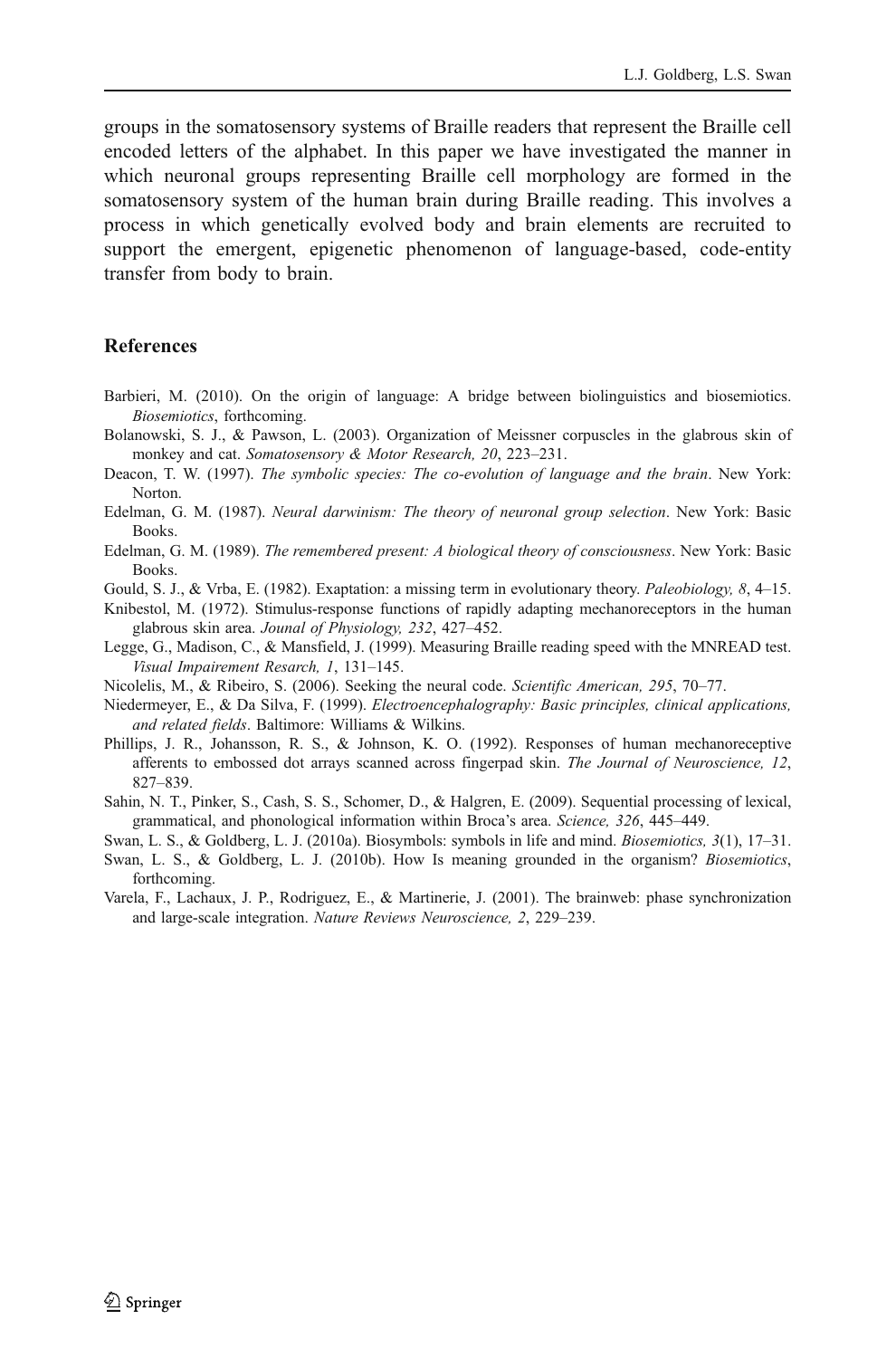groups in the somatosensory systems of Braille readers that represent the Braille cell encoded letters of the alphabet. In this paper we have investigated the manner in which neuronal groups representing Braille cell morphology are formed in the somatosensory system of the human brain during Braille reading. This involves a process in which genetically evolved body and brain elements are recruited to support the emergent, epigenetic phenomenon of language-based, code-entity transfer from body to brain.

## References

Barbieri, M. (2010). On the origin of language: A bridge between biolinguistics and biosemiotics. *Biosemiotics*, forthcoming.

Bolanowski, S. J., & Pawson, L. (2003). Organization of Meissner corpuscles in the glabrous skin of monkey and cat. *Somatosensory & Motor Research, 20*, 223–231.

Deacon, T. W. (1997). *The symbolic species: The co-evolution of language and the brain*. New York: Norton.

Edelman, G. M. (1987). *Neural darwinism: The theory of neuronal group selection*. New York: Basic Books.

Edelman, G. M. (1989). *The remembered present: A biological theory of consciousness*. New York: Basic Books.

Gould, S. J., & Vrba, E. (1982). Exaptation: a missing term in evolutionary theory. *Paleobiology, 8*, 4–15.

Knibestol, M. (1972). Stimulus-response functions of rapidly adapting mechanoreceptors in the human glabrous skin area. *Jounal of Physiology, 232*, 427–452.

Legge, G., Madison, C., & Mansfield, J. (1999). Measuring Braille reading speed with the MNREAD test. *Visual Impairement Resarch, 1*, 131–145.

Nicolelis, M., & Ribeiro, S. (2006). Seeking the neural code. *Scientific American, 295*, 70–77.

Niedermeyer, E., & Da Silva, F. (1999). *Electroencephalography: Basic principles, clinical applications, and related fields*. Baltimore: Williams & Wilkins.

Phillips, J. R., Johansson, R. S., & Johnson, K. O. (1992). Responses of human mechanoreceptive afferents to embossed dot arrays scanned across fingerpad skin. *The Journal of Neuroscience, 12*, 827–839.

Sahin, N. T., Pinker, S., Cash, S. S., Schomer, D., & Halgren, E. (2009). Sequential processing of lexical, grammatical, and phonological information within Broca's area. *Science, 326*, 445–449.

Swan, L. S., & Goldberg, L. J. (2010a). Biosymbols: symbols in life and mind. *Biosemiotics, 3*(1), 17–31.

Swan, L. S., & Goldberg, L. J. (2010b). How Is meaning grounded in the organism? *Biosemiotics*, forthcoming.

Varela, F., Lachaux, J. P., Rodriguez, E., & Martinerie, J. (2001). The brainweb: phase synchronization and large-scale integration. *Nature Reviews Neuroscience, 2*, 229–239.